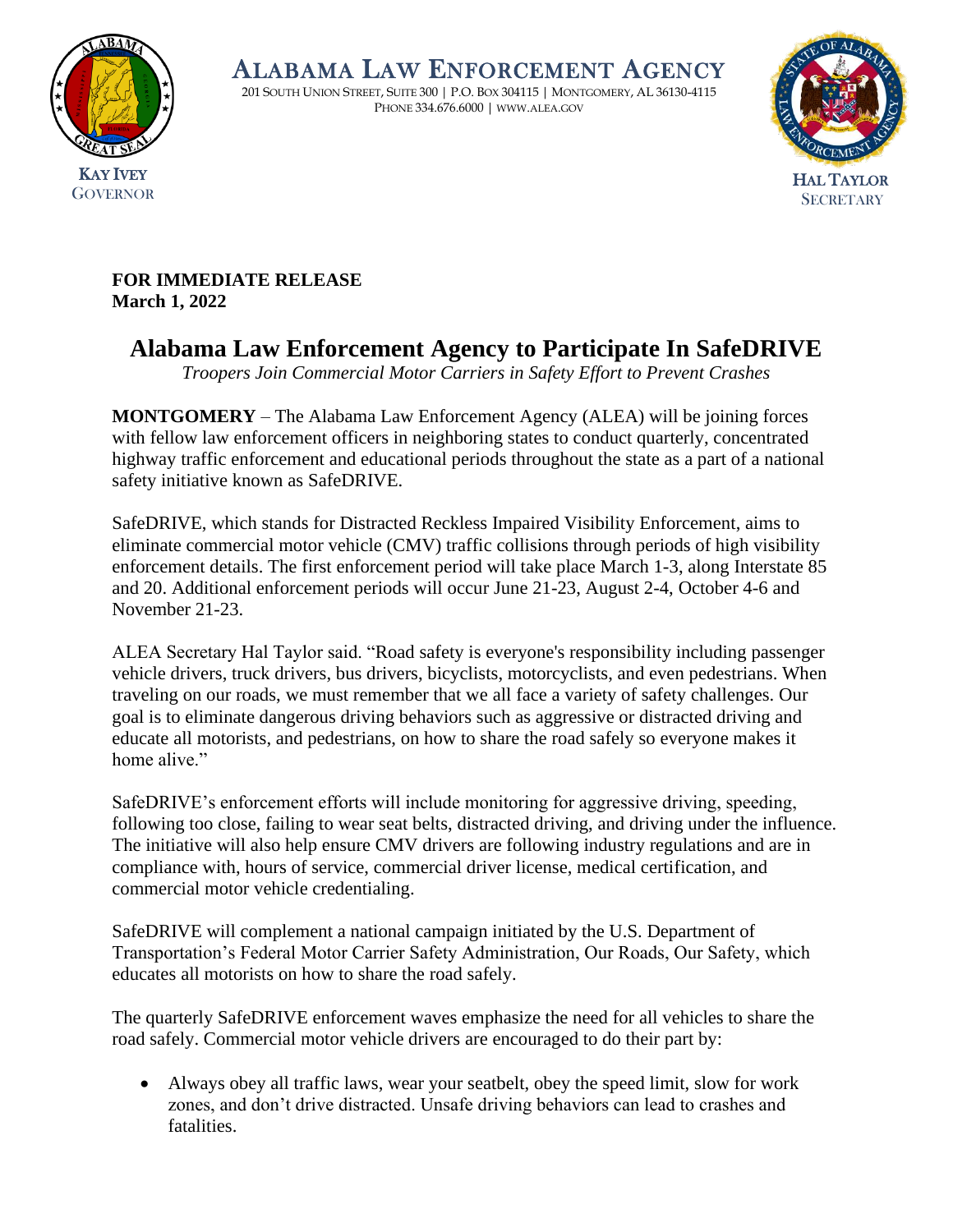# ALABAMA LAW ENFORCEMENT AGENCY

201 SOUTH UNION STREET, SUITE 300 | P.O. BOX 304115 | MONTGOMERY, AL 36130-4115
PHONE 334.676.6000 | WWW.ALEA.GOV

KAY IVEY
GOVERNOR

HAL TAYLOR
SECRETARY

**FOR IMMEDIATE RELEASE**
**March 1, 2022**

## Alabama Law Enforcement Agency to Participate In SafeDRIVE

*Troopers Join Commercial Motor Carriers in Safety Effort to Prevent Crashes*

**MONTGOMERY** – The Alabama Law Enforcement Agency (ALEA) will be joining forces with fellow law enforcement officers in neighboring states to conduct quarterly, concentrated highway traffic enforcement and educational periods throughout the state as a part of a national safety initiative known as SafeDRIVE.

SafeDRIVE, which stands for Distracted Reckless Impaired Visibility Enforcement, aims to eliminate commercial motor vehicle (CMV) traffic collisions through periods of high visibility enforcement details. The first enforcement period will take place March 1-3, along Interstate 85 and 20. Additional enforcement periods will occur June 21-23, August 2-4, October 4-6 and November 21-23.

ALEA Secretary Hal Taylor said. "Road safety is everyone's responsibility including passenger vehicle drivers, truck drivers, bus drivers, bicyclists, motorcyclists, and even pedestrians. When traveling on our roads, we must remember that we all face a variety of safety challenges. Our goal is to eliminate dangerous driving behaviors such as aggressive or distracted driving and educate all motorists, and pedestrians, on how to share the road safely so everyone makes it home alive."

SafeDRIVE's enforcement efforts will include monitoring for aggressive driving, speeding, following too close, failing to wear seat belts, distracted driving, and driving under the influence. The initiative will also help ensure CMV drivers are following industry regulations and are in compliance with, hours of service, commercial driver license, medical certification, and commercial motor vehicle credentialing.

SafeDRIVE will complement a national campaign initiated by the U.S. Department of Transportation's Federal Motor Carrier Safety Administration, Our Roads, Our Safety, which educates all motorists on how to share the road safely.

The quarterly SafeDRIVE enforcement waves emphasize the need for all vehicles to share the road safely. Commercial motor vehicle drivers are encouraged to do their part by:

- Always obey all traffic laws, wear your seatbelt, obey the speed limit, slow for work zones, and don't drive distracted. Unsafe driving behaviors can lead to crashes and fatalities.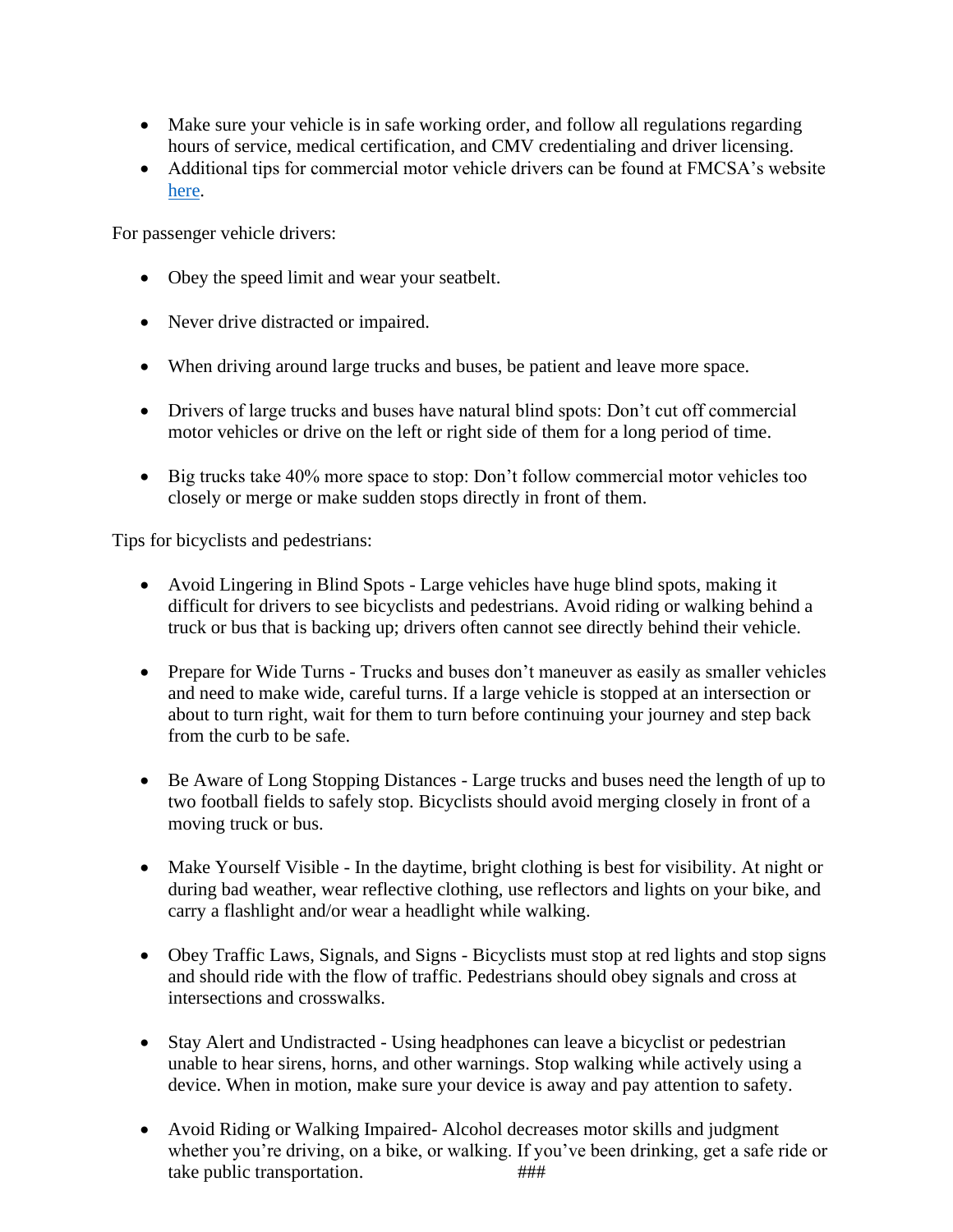- Make sure your vehicle is in safe working order, and follow all regulations regarding hours of service, medical certification, and CMV credentialing and driver licensing.
- Additional tips for commercial motor vehicle drivers can be found at FMCSA's website here.

For passenger vehicle drivers:

- Obey the speed limit and wear your seatbelt.
- Never drive distracted or impaired.
- When driving around large trucks and buses, be patient and leave more space.
- Drivers of large trucks and buses have natural blind spots: Don't cut off commercial motor vehicles or drive on the left or right side of them for a long period of time.
- Big trucks take 40% more space to stop: Don't follow commercial motor vehicles too closely or merge or make sudden stops directly in front of them.

Tips for bicyclists and pedestrians:

- Avoid Lingering in Blind Spots - Large vehicles have huge blind spots, making it difficult for drivers to see bicyclists and pedestrians. Avoid riding or walking behind a truck or bus that is backing up; drivers often cannot see directly behind their vehicle.
- Prepare for Wide Turns - Trucks and buses don't maneuver as easily as smaller vehicles and need to make wide, careful turns. If a large vehicle is stopped at an intersection or about to turn right, wait for them to turn before continuing your journey and step back from the curb to be safe.
- Be Aware of Long Stopping Distances - Large trucks and buses need the length of up to two football fields to safely stop. Bicyclists should avoid merging closely in front of a moving truck or bus.
- Make Yourself Visible - In the daytime, bright clothing is best for visibility. At night or during bad weather, wear reflective clothing, use reflectors and lights on your bike, and carry a flashlight and/or wear a headlight while walking.
- Obey Traffic Laws, Signals, and Signs - Bicyclists must stop at red lights and stop signs and should ride with the flow of traffic. Pedestrians should obey signals and cross at intersections and crosswalks.
- Stay Alert and Undistracted - Using headphones can leave a bicyclist or pedestrian unable to hear sirens, horns, and other warnings. Stop walking while actively using a device. When in motion, make sure your device is away and pay attention to safety.
- Avoid Riding or Walking Impaired- Alcohol decreases motor skills and judgment whether you're driving, on a bike, or walking. If you've been drinking, get a safe ride or take public transportation.

###